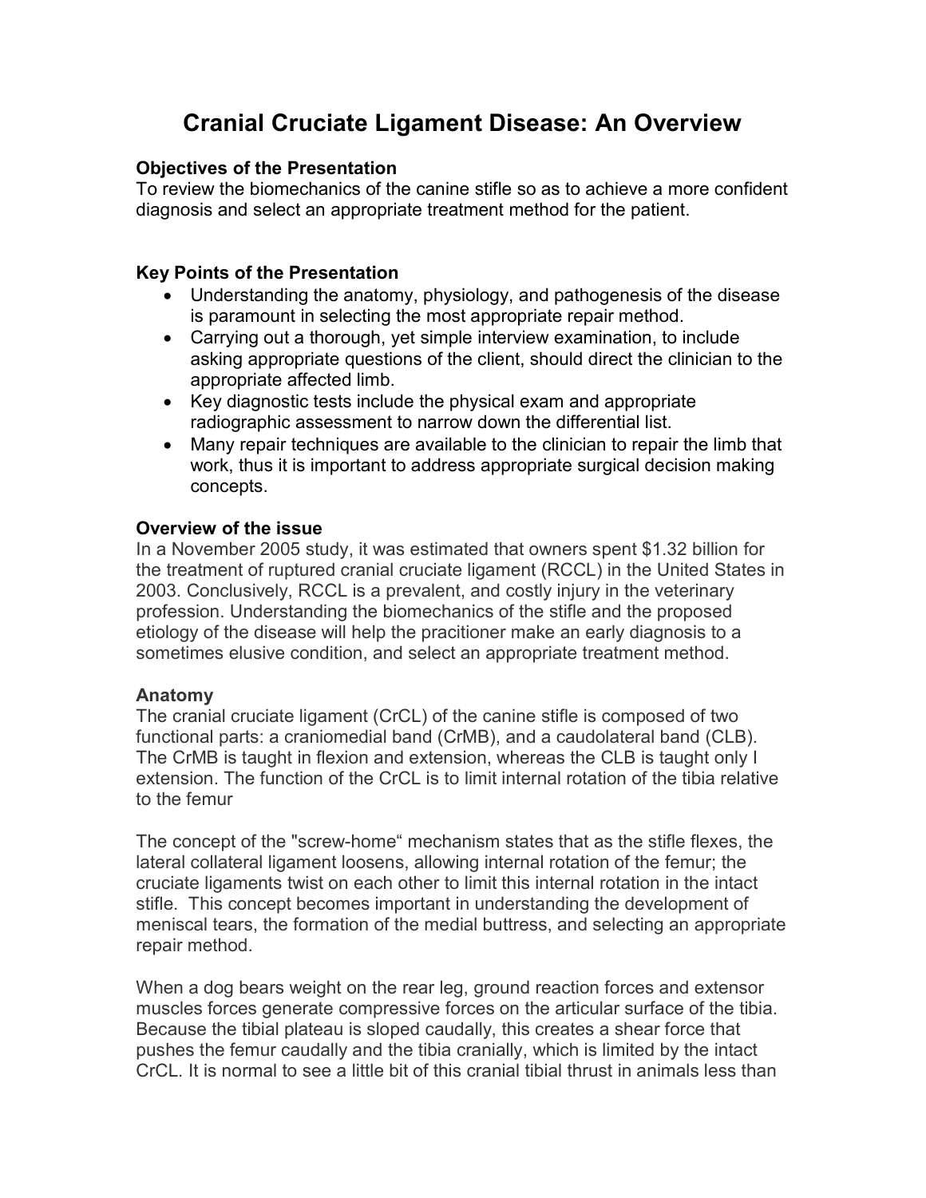# Cranial Cruciate Ligament Disease: An Overview

**Objectives of the Presentation**

To review the biomechanics of the canine stifle so as to achieve a more confident diagnosis and select an appropriate treatment method for the patient.

**Key Points of the Presentation**

- Understanding the anatomy, physiology, and pathogenesis of the disease is paramount in selecting the most appropriate repair method.
- Carrying out a thorough, yet simple interview examination, to include asking appropriate questions of the client, should direct the clinician to the appropriate affected limb.
- Key diagnostic tests include the physical exam and appropriate radiographic assessment to narrow down the differential list.
- Many repair techniques are available to the clinician to repair the limb that work, thus it is important to address appropriate surgical decision making concepts.

**Overview of the issue**

In a November 2005 study, it was estimated that owners spent $1.32 billion for the treatment of ruptured cranial cruciate ligament (RCCL) in the United States in 2003. Conclusively, RCCL is a prevalent, and costly injury in the veterinary profession. Understanding the biomechanics of the stifle and the proposed etiology of the disease will help the pracitioner make an early diagnosis to a sometimes elusive condition, and select an appropriate treatment method.

**Anatomy**

The cranial cruciate ligament (CrCL) of the canine stifle is composed of two functional parts: a craniomedial band (CrMB), and a caudolateral band (CLB). The CrMB is taught in flexion and extension, whereas the CLB is taught only I extension. The function of the CrCL is to limit internal rotation of the tibia relative to the femur

The concept of the "screw-home" mechanism states that as the stifle flexes, the lateral collateral ligament loosens, allowing internal rotation of the femur; the cruciate ligaments twist on each other to limit this internal rotation in the intact stifle. This concept becomes important in understanding the development of meniscal tears, the formation of the medial buttress, and selecting an appropriate repair method.

When a dog bears weight on the rear leg, ground reaction forces and extensor muscles forces generate compressive forces on the articular surface of the tibia. Because the tibial plateau is sloped caudally, this creates a shear force that pushes the femur caudally and the tibia cranially, which is limited by the intact CrCL. It is normal to see a little bit of this cranial tibial thrust in animals less than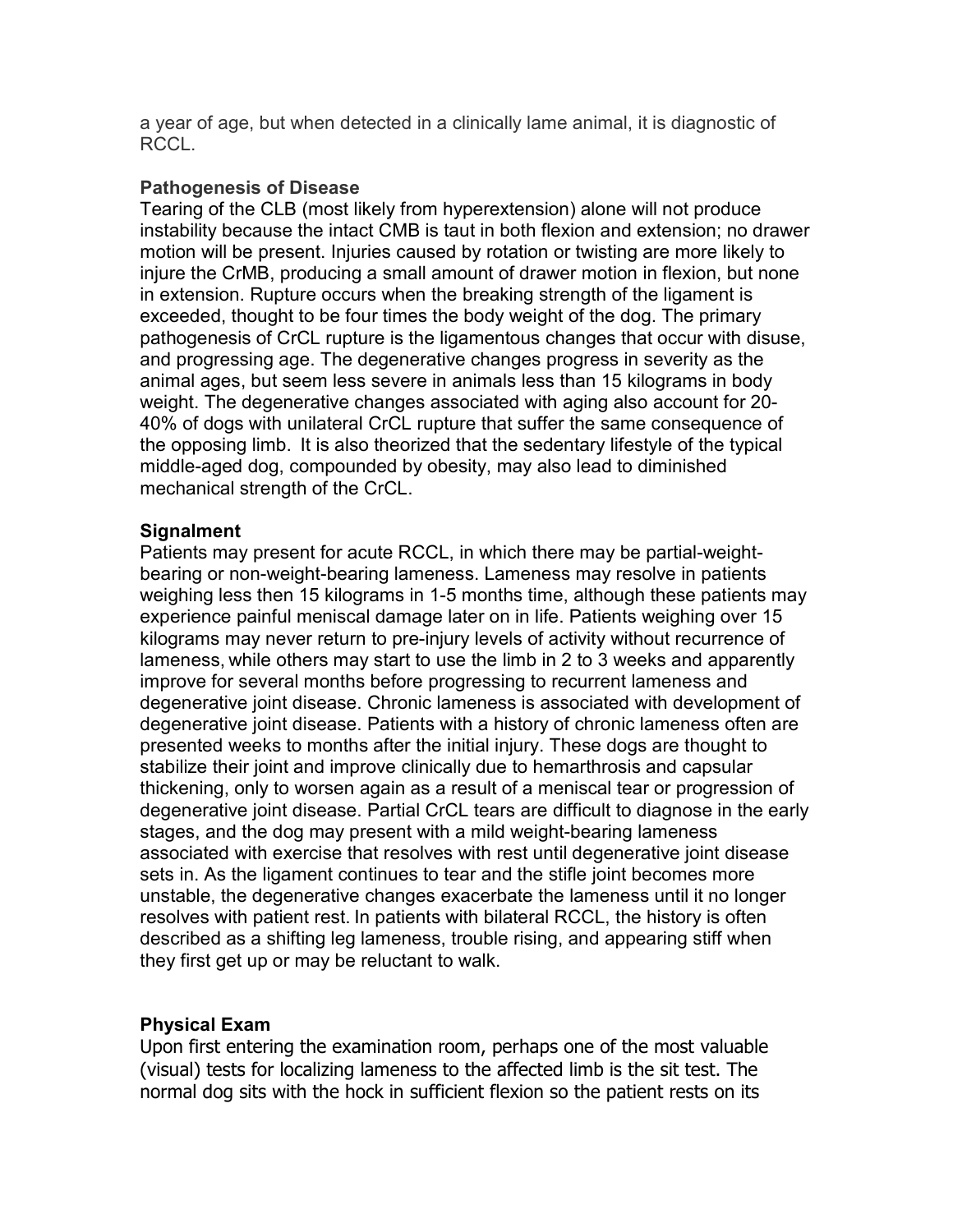a year of age, but when detected in a clinically lame animal, it is diagnostic of RCCL.

**Pathogenesis of Disease**

Tearing of the CLB (most likely from hyperextension) alone will not produce instability because the intact CMB is taut in both flexion and extension; no drawer motion will be present. Injuries caused by rotation or twisting are more likely to injure the CrMB, producing a small amount of drawer motion in flexion, but none in extension. Rupture occurs when the breaking strength of the ligament is exceeded, thought to be four times the body weight of the dog. The primary pathogenesis of CrCL rupture is the ligamentous changes that occur with disuse, and progressing age. The degenerative changes progress in severity as the animal ages, but seem less severe in animals less than 15 kilograms in body weight. The degenerative changes associated with aging also account for 20-40% of dogs with unilateral CrCL rupture that suffer the same consequence of the opposing limb. It is also theorized that the sedentary lifestyle of the typical middle-aged dog, compounded by obesity, may also lead to diminished mechanical strength of the CrCL.

**Signalment**

Patients may present for acute RCCL, in which there may be partial-weight-bearing or non-weight-bearing lameness. Lameness may resolve in patients weighing less then 15 kilograms in 1-5 months time, although these patients may experience painful meniscal damage later on in life. Patients weighing over 15 kilograms may never return to pre-injury levels of activity without recurrence of lameness, while others may start to use the limb in 2 to 3 weeks and apparently improve for several months before progressing to recurrent lameness and degenerative joint disease. Chronic lameness is associated with development of degenerative joint disease. Patients with a history of chronic lameness often are presented weeks to months after the initial injury. These dogs are thought to stabilize their joint and improve clinically due to hemarthrosis and capsular thickening, only to worsen again as a result of a meniscal tear or progression of degenerative joint disease. Partial CrCL tears are difficult to diagnose in the early stages, and the dog may present with a mild weight-bearing lameness associated with exercise that resolves with rest until degenerative joint disease sets in. As the ligament continues to tear and the stifle joint becomes more unstable, the degenerative changes exacerbate the lameness until it no longer resolves with patient rest. In patients with bilateral RCCL, the history is often described as a shifting leg lameness, trouble rising, and appearing stiff when they first get up or may be reluctant to walk.

**Physical Exam**

Upon first entering the examination room, perhaps one of the most valuable (visual) tests for localizing lameness to the affected limb is the sit test. The normal dog sits with the hock in sufficient flexion so the patient rests on its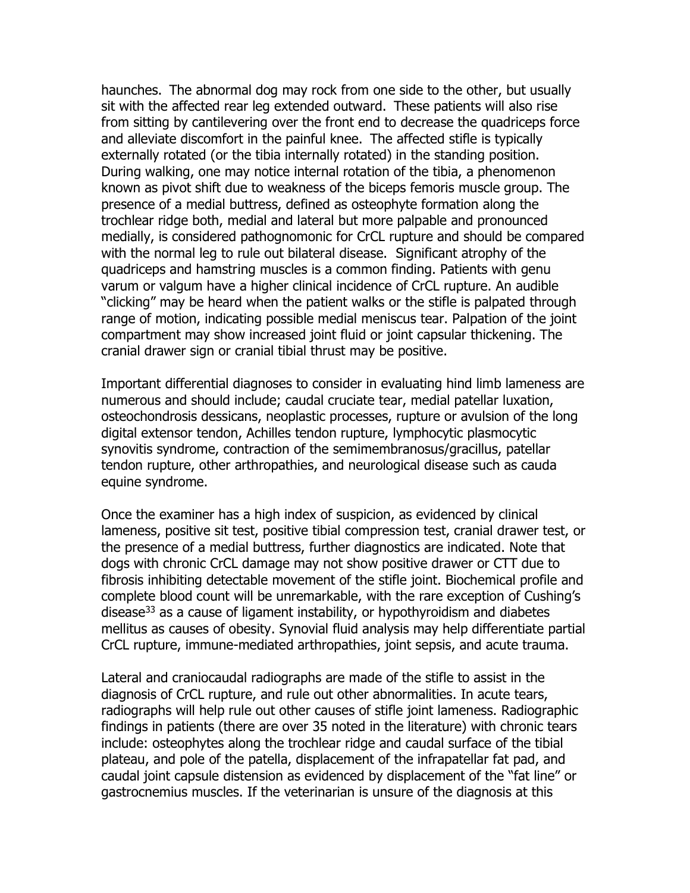haunches. The abnormal dog may rock from one side to the other, but usually sit with the affected rear leg extended outward. These patients will also rise from sitting by cantilevering over the front end to decrease the quadriceps force and alleviate discomfort in the painful knee. The affected stifle is typically externally rotated (or the tibia internally rotated) in the standing position. During walking, one may notice internal rotation of the tibia, a phenomenon known as pivot shift due to weakness of the biceps femoris muscle group. The presence of a medial buttress, defined as osteophyte formation along the trochlear ridge both, medial and lateral but more palpable and pronounced medially, is considered pathognomonic for CrCL rupture and should be compared with the normal leg to rule out bilateral disease. Significant atrophy of the quadriceps and hamstring muscles is a common finding. Patients with genu varum or valgum have a higher clinical incidence of CrCL rupture. An audible "clicking" may be heard when the patient walks or the stifle is palpated through range of motion, indicating possible medial meniscus tear. Palpation of the joint compartment may show increased joint fluid or joint capsular thickening. The cranial drawer sign or cranial tibial thrust may be positive.

Important differential diagnoses to consider in evaluating hind limb lameness are numerous and should include; caudal cruciate tear, medial patellar luxation, osteochondrosis dessicans, neoplastic processes, rupture or avulsion of the long digital extensor tendon, Achilles tendon rupture, lymphocytic plasmocytic synovitis syndrome, contraction of the semimembranosus/gracillus, patellar tendon rupture, other arthropathies, and neurological disease such as cauda equine syndrome.

Once the examiner has a high index of suspicion, as evidenced by clinical lameness, positive sit test, positive tibial compression test, cranial drawer test, or the presence of a medial buttress, further diagnostics are indicated. Note that dogs with chronic CrCL damage may not show positive drawer or CTT due to fibrosis inhibiting detectable movement of the stifle joint. Biochemical profile and complete blood count will be unremarkable, with the rare exception of Cushing's disease[33] as a cause of ligament instability, or hypothyroidism and diabetes mellitus as causes of obesity. Synovial fluid analysis may help differentiate partial CrCL rupture, immune-mediated arthropathies, joint sepsis, and acute trauma.

Lateral and craniocaudal radiographs are made of the stifle to assist in the diagnosis of CrCL rupture, and rule out other abnormalities. In acute tears, radiographs will help rule out other causes of stifle joint lameness. Radiographic findings in patients (there are over 35 noted in the literature) with chronic tears include: osteophytes along the trochlear ridge and caudal surface of the tibial plateau, and pole of the patella, displacement of the infrapatellar fat pad, and caudal joint capsule distension as evidenced by displacement of the "fat line" or gastrocnemius muscles. If the veterinarian is unsure of the diagnosis at this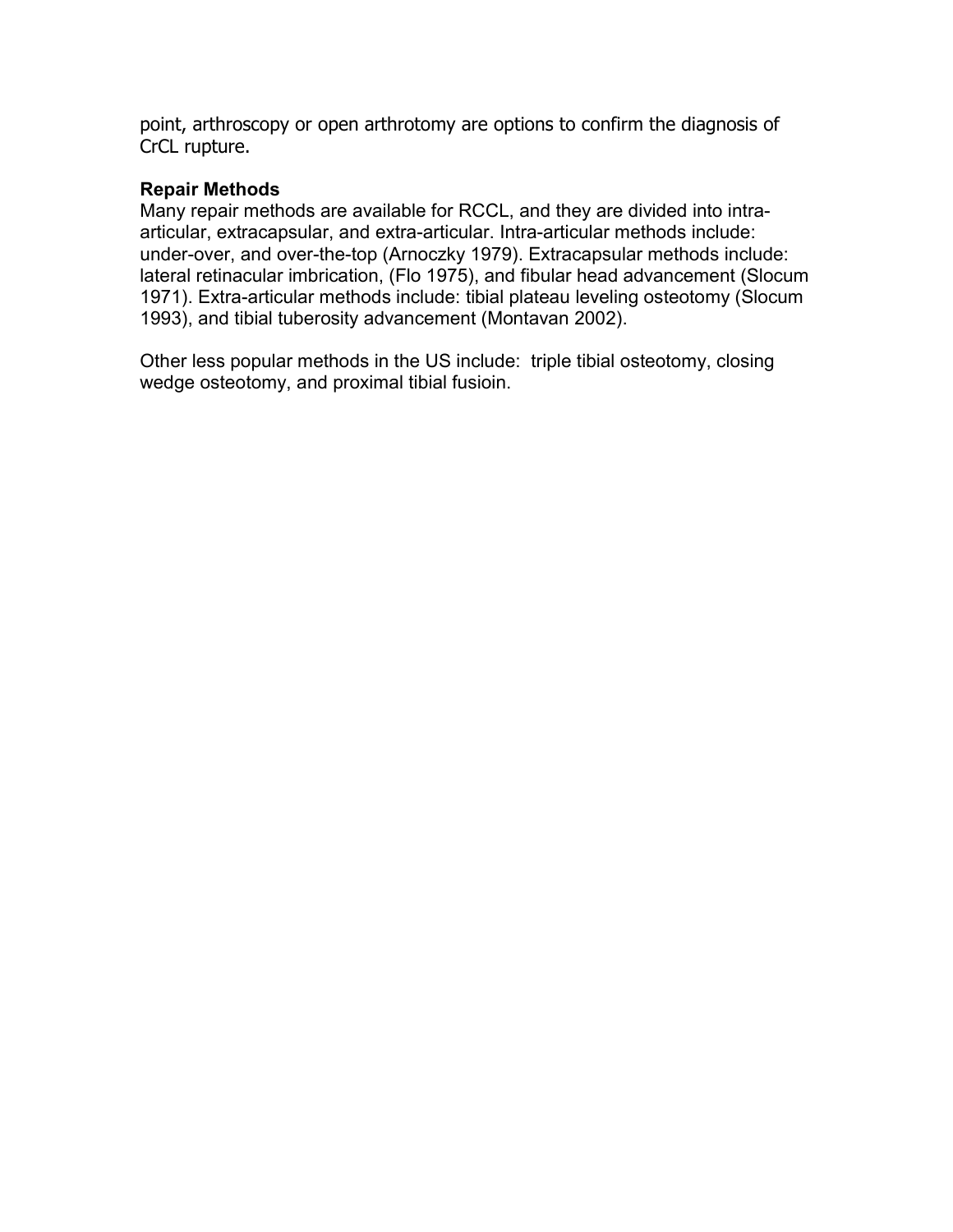point, arthroscopy or open arthrotomy are options to confirm the diagnosis of CrCL rupture.

**Repair Methods**

Many repair methods are available for RCCL, and they are divided into intra-articular, extracapsular, and extra-articular. Intra-articular methods include: under-over, and over-the-top (Arnoczky 1979). Extracapsular methods include: lateral retinacular imbrication, (Flo 1975), and fibular head advancement (Slocum 1971). Extra-articular methods include: tibial plateau leveling osteotomy (Slocum 1993), and tibial tuberosity advancement (Montavan 2002).

Other less popular methods in the US include: triple tibial osteotomy, closing wedge osteotomy, and proximal tibial fusioin.